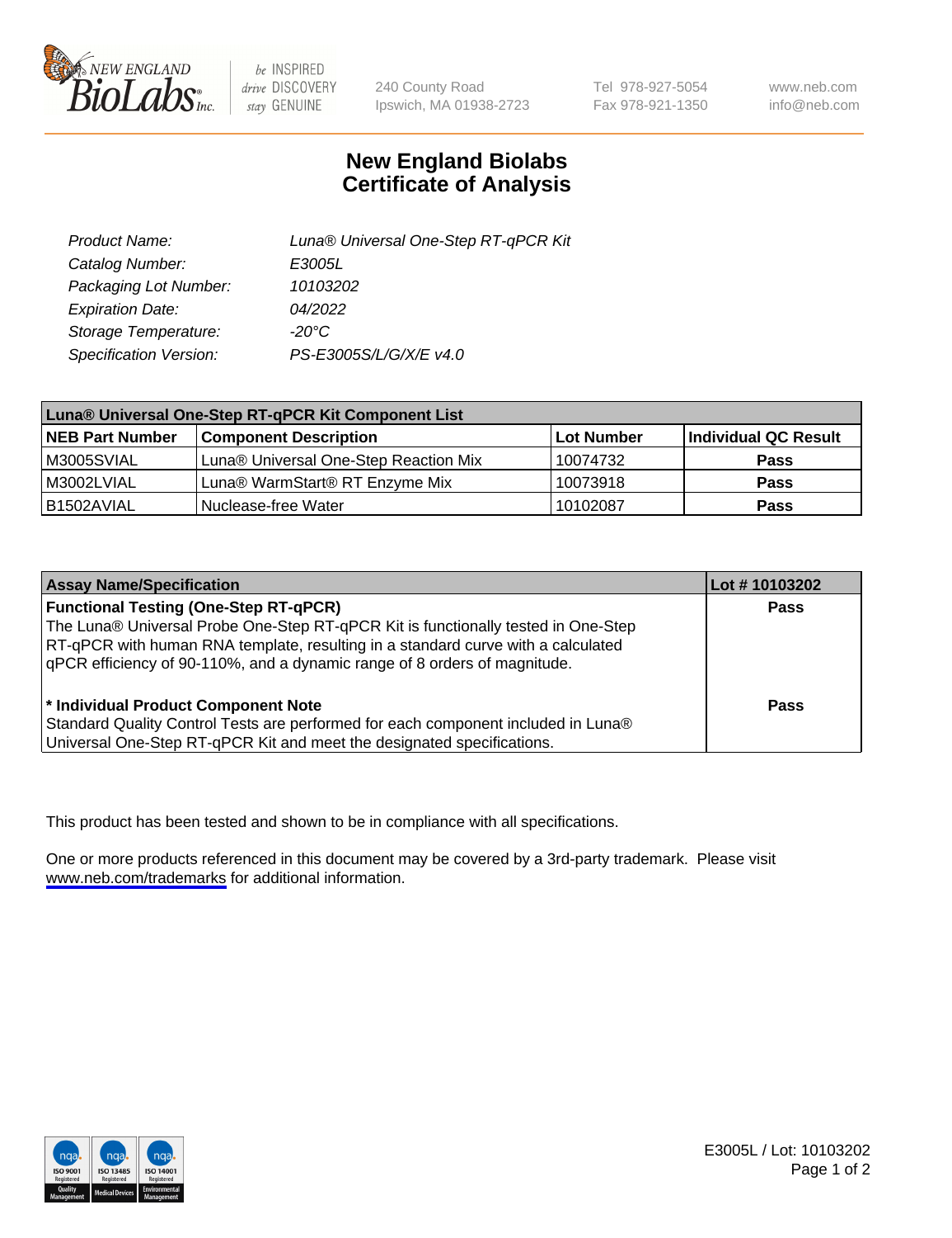# New England Biolabs Certificate of Analysis

| | |
|---|---|
| *Product Name:* | *Luna® Universal One-Step RT-qPCR Kit* |
| *Catalog Number:* | *E3005L* |
| *Packaging Lot Number:* | *10103202* |
| *Expiration Date:* | *04/2022* |
| *Storage Temperature:* | *-20°C* |
| *Specification Version:* | *PS-E3005S/L/G/X/E v4.0* |

| **Luna® Universal One-Step RT-qPCR Kit Component List** | | | |
|---|---|---|---|
| **NEB Part Number** | **Component Description** | **Lot Number** | **Individual QC Result** |
| M3005SVIAL | Luna® Universal One-Step Reaction Mix | 10074732 | **Pass** |
| M3002LVIAL | Luna® WarmStart® RT Enzyme Mix | 10073918 | **Pass** |
| B1502AVIAL | Nuclease-free Water | 10102087 | **Pass** |

| **Assay Name/Specification** | **Lot # 10103202** |
|---|---|
| **Functional Testing (One-Step RT-qPCR)** The Luna® Universal Probe One-Step RT-qPCR Kit is functionally tested in One-Step RT-qPCR with human RNA template, resulting in a standard curve with a calculated qPCR efficiency of 90-110%, and a dynamic range of 8 orders of magnitude. | **Pass** |
| **\* Individual Product Component Note** Standard Quality Control Tests are performed for each component included in Luna® Universal One-Step RT-qPCR Kit and meet the designated specifications. | **Pass** |

This product has been tested and shown to be in compliance with all specifications.

One or more products referenced in this document may be covered by a 3rd-party trademark. Please visit www.neb.com/trademarks for additional information.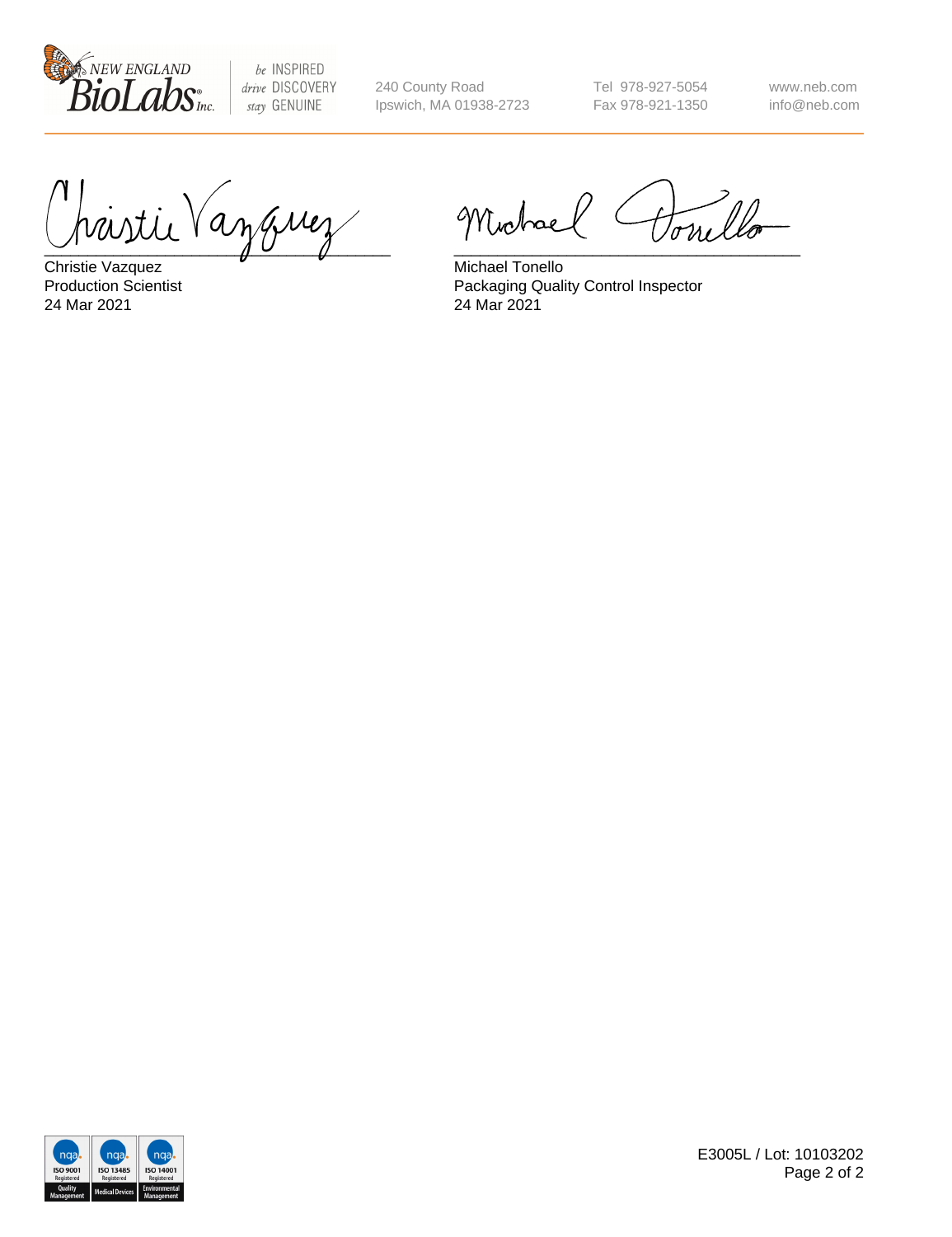Christie Vazquez
Production Scientist
24 Mar 2021

Michael Tonello
Packaging Quality Control Inspector
24 Mar 2021

E3005L / Lot: 10103202